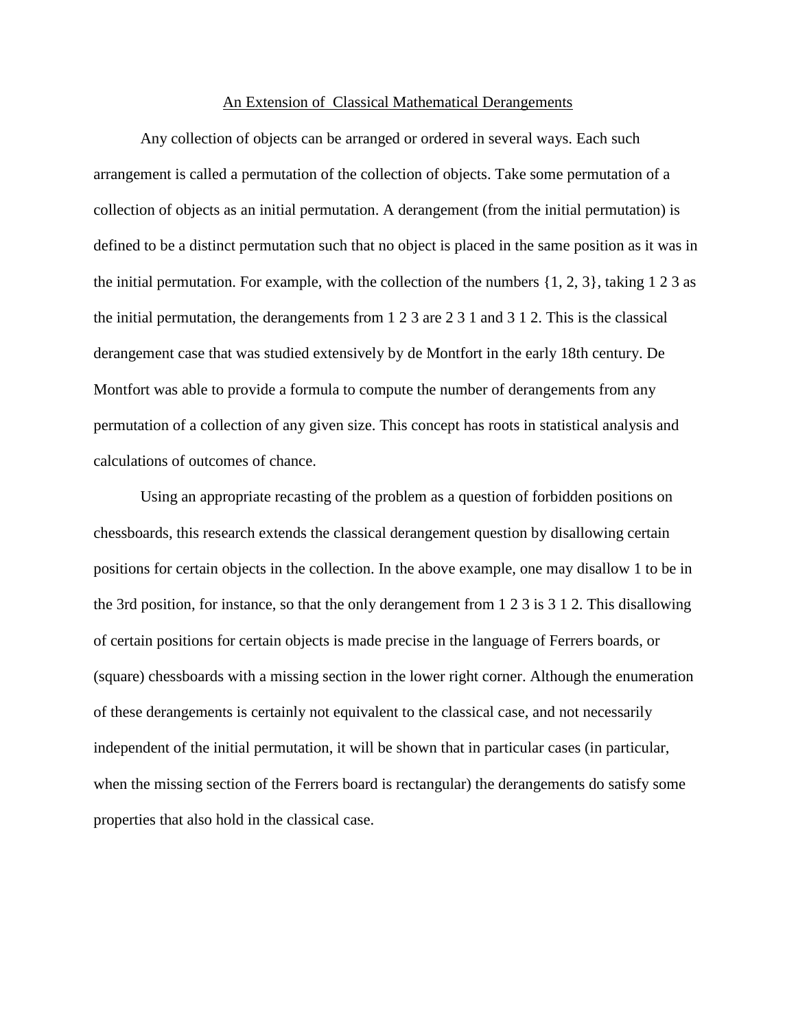# An Extension of Classical Mathematical Derangements

Any collection of objects can be arranged or ordered in several ways. Each such arrangement is called a permutation of the collection of objects. Take some permutation of a collection of objects as an initial permutation. A derangement (from the initial permutation) is defined to be a distinct permutation such that no object is placed in the same position as it was in the initial permutation. For example, with the collection of the numbers {1, 2, 3}, taking 1 2 3 as the initial permutation, the derangements from 1 2 3 are 2 3 1 and 3 1 2. This is the classical derangement case that was studied extensively by de Montfort in the early 18th century. De Montfort was able to provide a formula to compute the number of derangements from any permutation of a collection of any given size. This concept has roots in statistical analysis and calculations of outcomes of chance.

Using an appropriate recasting of the problem as a question of forbidden positions on chessboards, this research extends the classical derangement question by disallowing certain positions for certain objects in the collection. In the above example, one may disallow 1 to be in the 3rd position, for instance, so that the only derangement from 1 2 3 is 3 1 2. This disallowing of certain positions for certain objects is made precise in the language of Ferrers boards, or (square) chessboards with a missing section in the lower right corner. Although the enumeration of these derangements is certainly not equivalent to the classical case, and not necessarily independent of the initial permutation, it will be shown that in particular cases (in particular, when the missing section of the Ferrers board is rectangular) the derangements do satisfy some properties that also hold in the classical case.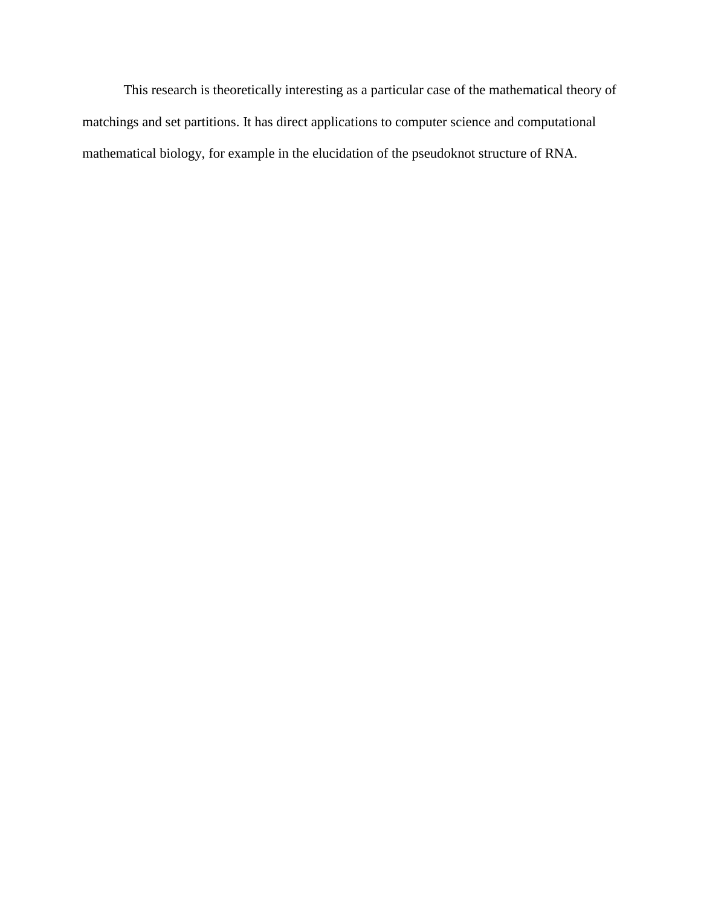This research is theoretically interesting as a particular case of the mathematical theory of matchings and set partitions. It has direct applications to computer science and computational mathematical biology, for example in the elucidation of the pseudoknot structure of RNA.